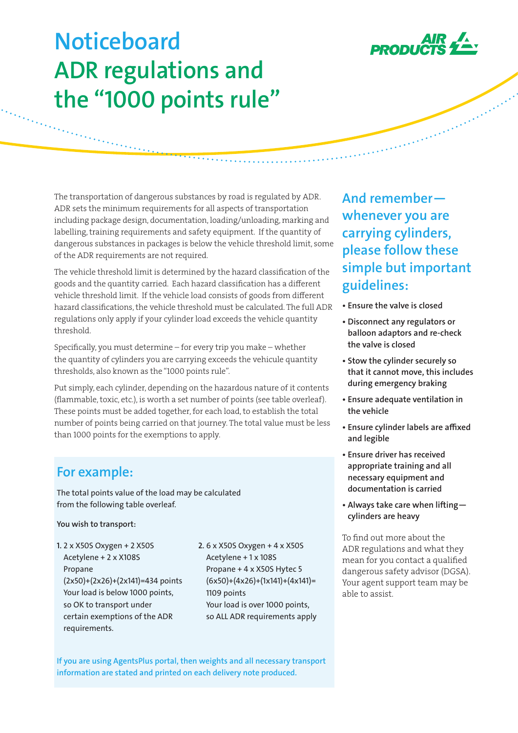# Noticeboard
# ADR regulations and the "1000 points rule"

The transportation of dangerous substances by road is regulated by ADR. ADR sets the minimum requirements for all aspects of transportation including package design, documentation, loading/unloading, marking and labelling, training requirements and safety equipment. If the quantity of dangerous substances in packages is below the vehicle threshold limit, some of the ADR requirements are not required.

The vehicle threshold limit is determined by the hazard classification of the goods and the quantity carried. Each hazard classification has a different vehicle threshold limit. If the vehicle load consists of goods from different hazard classifications, the vehicle threshold must be calculated. The full ADR regulations only apply if your cylinder load exceeds the vehicle quantity threshold.

Specifically, you must determine – for every trip you make – whether the quantity of cylinders you are carrying exceeds the vehicule quantity thresholds, also known as the "1000 points rule".

Put simply, each cylinder, depending on the hazardous nature of it contents (flammable, toxic, etc.), is worth a set number of points (see table overleaf). These points must be added together, for each load, to establish the total number of points being carried on that journey. The total value must be less than 1000 points for the exemptions to apply.

## For example:

The total points value of the load may be calculated from the following table overleaf.

**You wish to transport:**

1. 2 x X50S Oxygen + 2 X50S Acetylene + 2 x X108S Propane
   (2x50)+(2x26)+(2x141)=434 points
   Your load is below 1000 points, so OK to transport under certain exemptions of the ADR requirements.

2. 6 x X50S Oxygen + 4 x X50S Acetylene + 1 x 108S Propane + 4 x X50S Hytec 5
   (6x50)+(4x26)+(1x141)+(4x141)= 1109 points
   Your load is over 1000 points, so ALL ADR requirements apply

**If you are using AgentsPlus portal, then weights and all necessary transport information are stated and printed on each delivery note produced.**

## And remember—whenever you are carrying cylinders, please follow these simple but important guidelines:

- **Ensure the valve is closed**
- **Disconnect any regulators or balloon adaptors and re-check the valve is closed**
- **Stow the cylinder securely so that it cannot move, this includes during emergency braking**
- **Ensure adequate ventilation in the vehicle**
- **Ensure cylinder labels are affixed and legible**
- **Ensure driver has received appropriate training and all necessary equipment and documentation is carried**
- **Always take care when lifting—cylinders are heavy**

To find out more about the ADR regulations and what they mean for you contact a qualified dangerous safety advisor (DGSA). Your agent support team may be able to assist.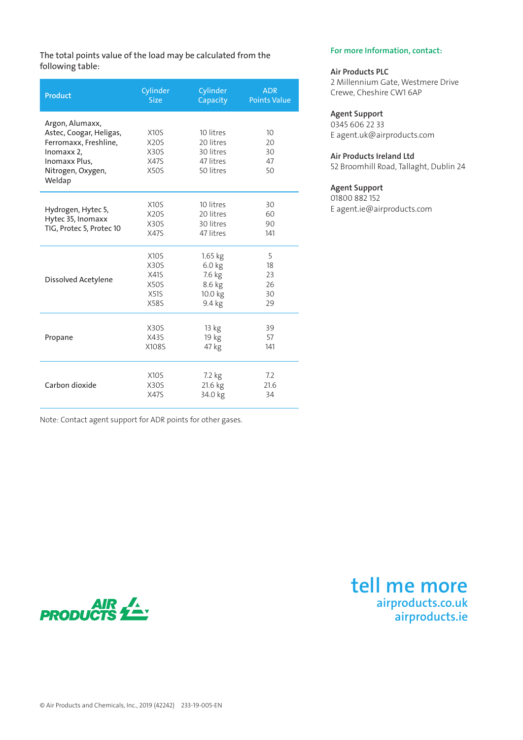The total points value of the load may be calculated from the following table:

| Product | Cylinder Size | Cylinder Capacity | ADR Points Value |
|---|---|---|---|
| Argon, Alumaxx, Astec, Coogar, Heligas, Ferromaxx, Freshline, Inomaxx 2, Inomaxx Plus, Nitrogen, Oxygen, Weldap | X10S<br>X20S<br>X30S<br>X47S<br>X50S | 10 litres<br>20 litres<br>30 litres<br>47 litres<br>50 litres | 10<br>20<br>30<br>47<br>50 |
| Hydrogen, Hytec 5, Hytec 35, Inomaxx TIG, Protec 5, Protec 10 | X10S<br>X20S<br>X30S<br>X47S | 10 litres<br>20 litres<br>30 litres<br>47 litres | 30<br>60<br>90<br>141 |
| Dissolved Acetylene | X10S<br>X30S<br>X41S<br>X50S<br>X51S<br>X58S | 1.65 kg<br>6.0 kg<br>7.6 kg<br>8.6 kg<br>10.0 kg<br>9.4 kg | 5<br>18<br>23<br>26<br>30<br>29 |
| Propane | X30S<br>X43S<br>X108S | 13 kg<br>19 kg<br>47 kg | 39<br>57<br>141 |
| Carbon dioxide | X10S<br>X30S<br>X47S | 7.2 kg<br>21.6 kg<br>34.0 kg | 7.2<br>21.6<br>34 |

Note: Contact agent support for ADR points for other gases.

**For more Information, contact:**

**Air Products PLC**
2 Millennium Gate, Westmere Drive
Crewe, Cheshire CW1 6AP

**Agent Support**
0345 606 22 33
E agent.uk@airproducts.com

**Air Products Ireland Ltd**
52 Broomhill Road, Tallaght, Dublin 24

**Agent Support**
01800 882 152
E agent.ie@airproducts.com

AIR PRODUCTS

**tell me more**
airproducts.co.uk
airproducts.ie

© Air Products and Chemicals, Inc., 2019 (42242) 233-19-005-EN